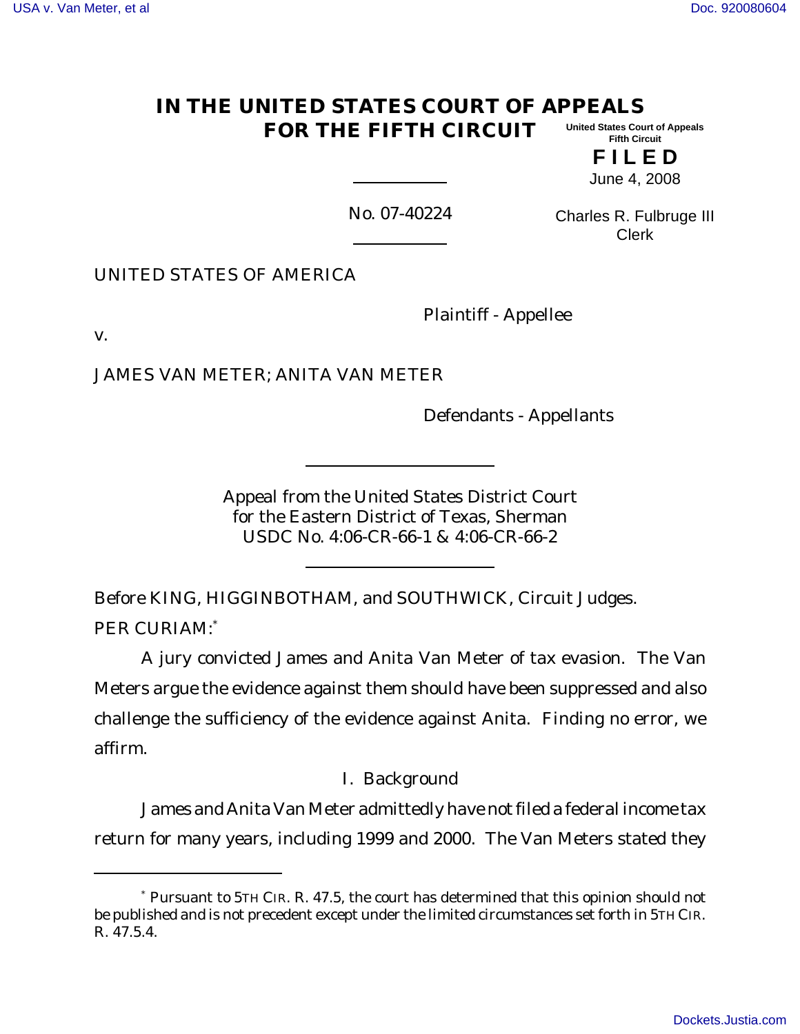# IN THE UNITED STATES COURT OF APPEALS FOR THE FIFTH CIRCUIT

United States Court of Appeals
Fifth Circuit

**F I L E D**

June 4, 2008

Charles R. Fulbruge III
Clerk

No. 07-40224

UNITED STATES OF AMERICA

Plaintiff - Appellee

v.

JAMES VAN METER; ANITA VAN METER

Defendants - Appellants

Appeal from the United States District Court
for the Eastern District of Texas, Sherman
USDC No. 4:06-CR-66-1 & 4:06-CR-66-2

Before KING, HIGGINBOTHAM, and SOUTHWICK, Circuit Judges.

PER CURIAM:[*]

A jury convicted James and Anita Van Meter of tax evasion. The Van Meters argue the evidence against them should have been suppressed and also challenge the sufficiency of the evidence against Anita. Finding no error, we affirm.

## I. Background

James and Anita Van Meter admittedly have not filed a federal income tax return for many years, including 1999 and 2000. The Van Meters stated they

---

[*] Pursuant to 5TH CIR. R. 47.5, the court has determined that this opinion should not be published and is not precedent except under the limited circumstances set forth in 5TH CIR. R. 47.5.4.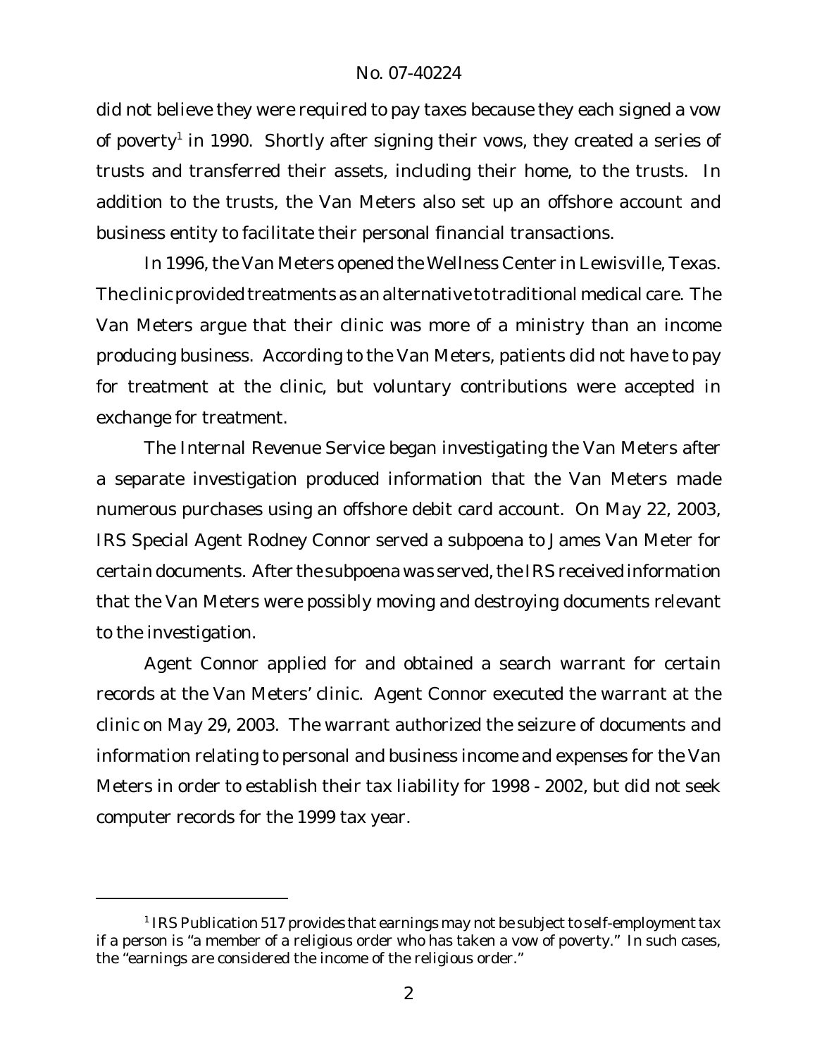did not believe they were required to pay taxes because they each signed a vow of poverty[1] in 1990. Shortly after signing their vows, they created a series of trusts and transferred their assets, including their home, to the trusts. In addition to the trusts, the Van Meters also set up an offshore account and business entity to facilitate their personal financial transactions.

In 1996, the Van Meters opened the Wellness Center in Lewisville, Texas. The clinic provided treatments as an alternative to traditional medical care. The Van Meters argue that their clinic was more of a ministry than an income producing business. According to the Van Meters, patients did not have to pay for treatment at the clinic, but voluntary contributions were accepted in exchange for treatment.

The Internal Revenue Service began investigating the Van Meters after a separate investigation produced information that the Van Meters made numerous purchases using an offshore debit card account. On May 22, 2003, IRS Special Agent Rodney Connor served a subpoena to James Van Meter for certain documents. After the subpoena was served, the IRS received information that the Van Meters were possibly moving and destroying documents relevant to the investigation.

Agent Connor applied for and obtained a search warrant for certain records at the Van Meters' clinic. Agent Connor executed the warrant at the clinic on May 29, 2003. The warrant authorized the seizure of documents and information relating to personal and business income and expenses for the Van Meters in order to establish their tax liability for 1998 - 2002, but did not seek computer records for the 1999 tax year.

---

[1] IRS Publication 517 provides that earnings may not be subject to self-employment tax if a person is "a member of a religious order who has taken a vow of poverty." In such cases, the "earnings are considered the income of the religious order."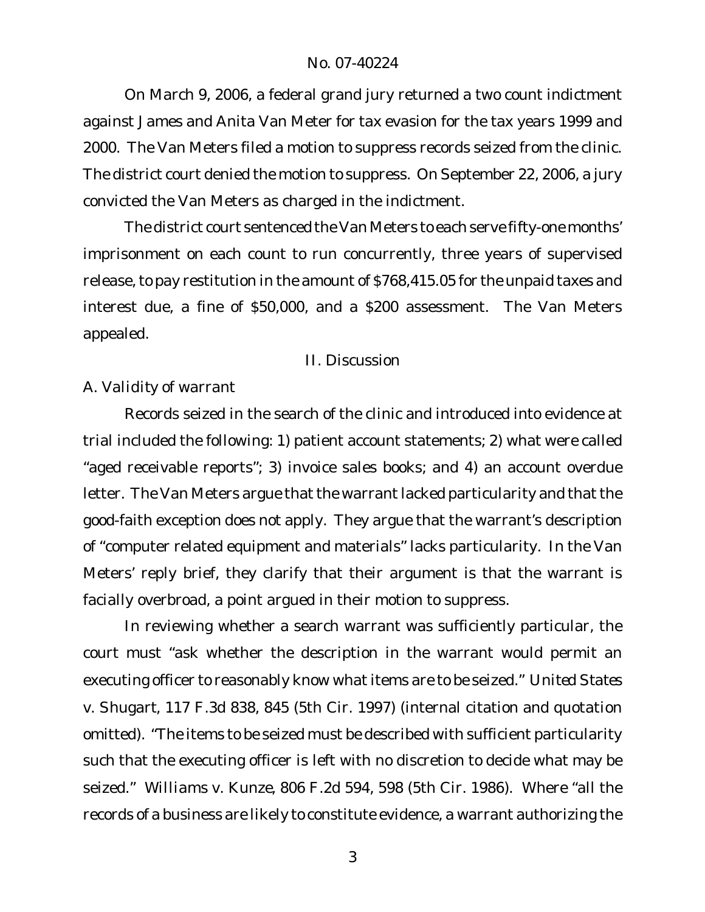On March 9, 2006, a federal grand jury returned a two count indictment against James and Anita Van Meter for tax evasion for the tax years 1999 and 2000. The Van Meters filed a motion to suppress records seized from the clinic. The district court denied the motion to suppress. On September 22, 2006, a jury convicted the Van Meters as charged in the indictment.

The district court sentenced the Van Meters to each serve fifty-one months' imprisonment on each count to run concurrently, three years of supervised release, to pay restitution in the amount of $768,415.05 for the unpaid taxes and interest due, a fine of $50,000, and a $200 assessment. The Van Meters appealed.

## II. Discussion

### A. Validity of warrant

Records seized in the search of the clinic and introduced into evidence at trial included the following: 1) patient account statements; 2) what were called "aged receivable reports"; 3) invoice sales books; and 4) an account overdue letter. The Van Meters argue that the warrant lacked particularity and that the good-faith exception does not apply. They argue that the warrant's description of "computer related equipment and materials" lacks particularity. In the Van Meters' reply brief, they clarify that their argument is that the warrant is facially overbroad, a point argued in their motion to suppress.

In reviewing whether a search warrant was sufficiently particular, the court must "ask whether the description in the warrant would permit an executing officer to reasonably know what items are to be seized." *United States v. Shugart*, 117 F.3d 838, 845 (5th Cir. 1997) (internal citation and quotation omitted). "The items to be seized must be described with sufficient particularity such that the executing officer is left with no discretion to decide what may be seized." *Williams v. Kunze*, 806 F.2d 594, 598 (5th Cir. 1986). Where "all the records of a business are likely to constitute evidence, a warrant authorizing the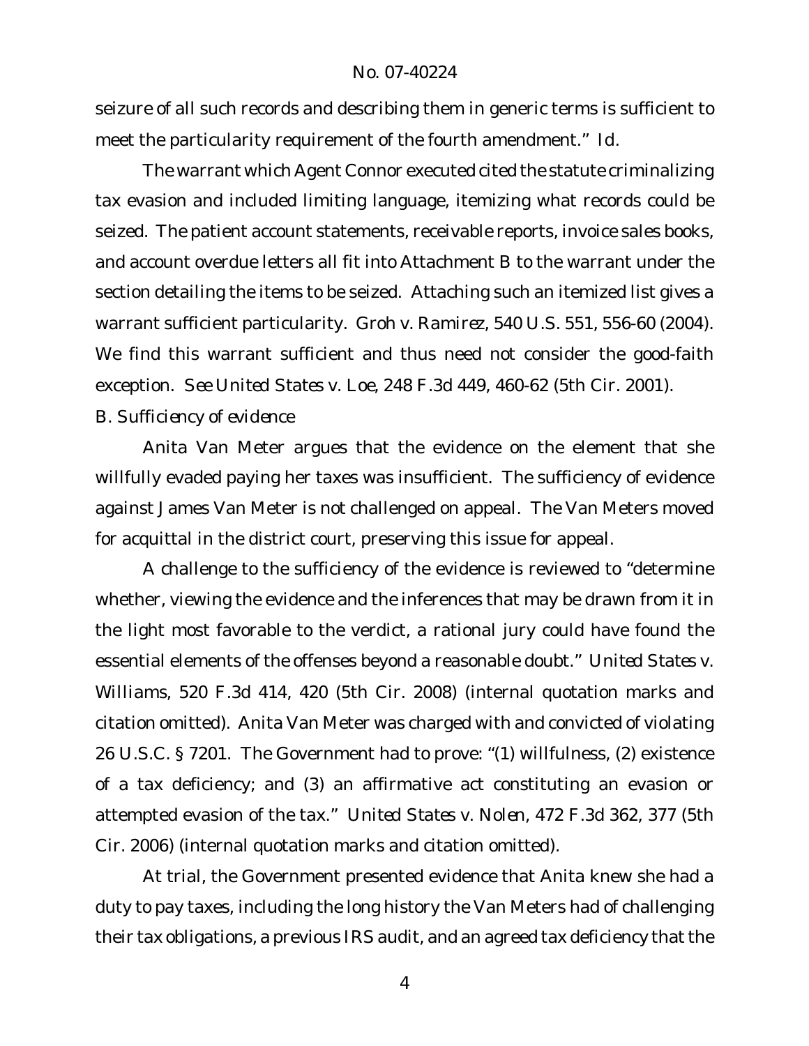seizure of all such records and describing them in generic terms is sufficient to meet the particularity requirement of the fourth amendment." *Id.*

The warrant which Agent Connor executed cited the statute criminalizing tax evasion and included limiting language, itemizing what records could be seized. The patient account statements, receivable reports, invoice sales books, and account overdue letters all fit into Attachment B to the warrant under the section detailing the items to be seized. Attaching such an itemized list gives a warrant sufficient particularity. *Groh v. Ramirez*, 540 U.S. 551, 556-60 (2004). We find this warrant sufficient and thus need not consider the good-faith exception. *See United States v. Loe*, 248 F.3d 449, 460-62 (5th Cir. 2001).

*B. Sufficiency of evidence*

Anita Van Meter argues that the evidence on the element that she willfully evaded paying her taxes was insufficient. The sufficiency of evidence against James Van Meter is not challenged on appeal. The Van Meters moved for acquittal in the district court, preserving this issue for appeal.

A challenge to the sufficiency of the evidence is reviewed to "determine whether, viewing the evidence and the inferences that may be drawn from it in the light most favorable to the verdict, a rational jury could have found the essential elements of the offenses beyond a reasonable doubt." *United States v. Williams*, 520 F.3d 414, 420 (5th Cir. 2008) (internal quotation marks and citation omitted). Anita Van Meter was charged with and convicted of violating 26 U.S.C. § 7201. The Government had to prove: "(1) willfulness, (2) existence of a tax deficiency; and (3) an affirmative act constituting an evasion or attempted evasion of the tax." *United States v. Nolen*, 472 F.3d 362, 377 (5th Cir. 2006) (internal quotation marks and citation omitted).

At trial, the Government presented evidence that Anita knew she had a duty to pay taxes, including the long history the Van Meters had of challenging their tax obligations, a previous IRS audit, and an agreed tax deficiency that the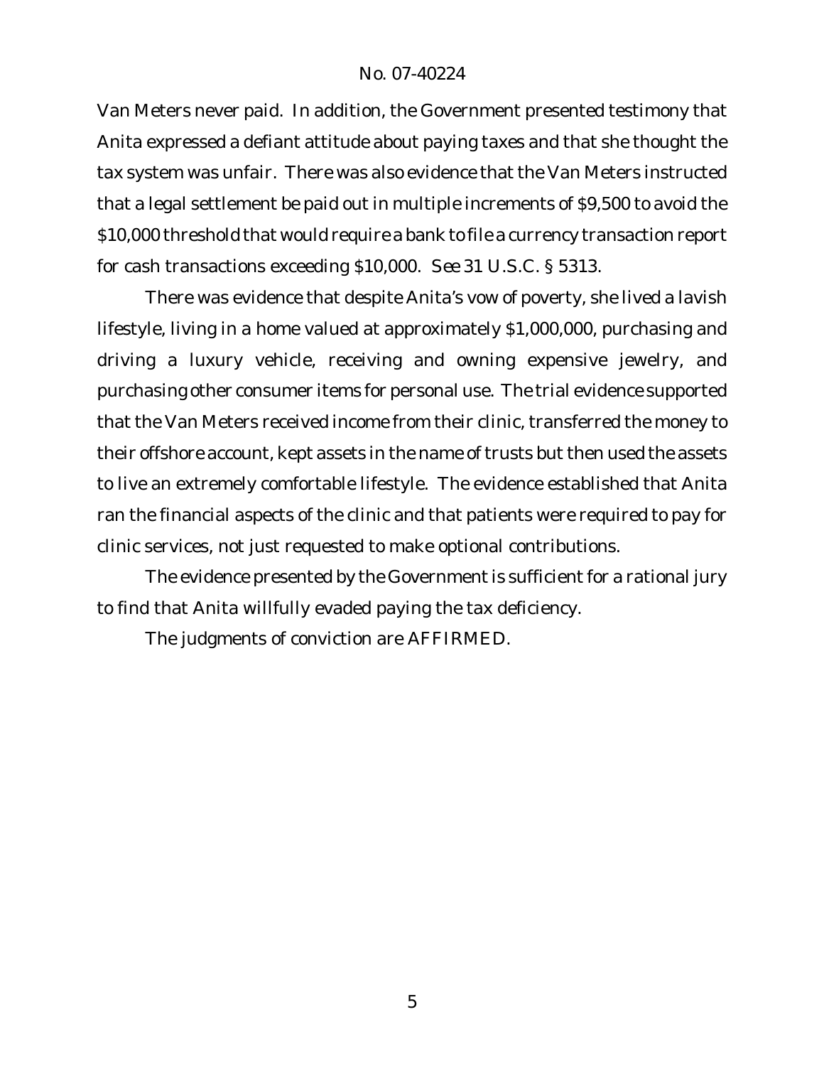Van Meters never paid. In addition, the Government presented testimony that Anita expressed a defiant attitude about paying taxes and that she thought the tax system was unfair. There was also evidence that the Van Meters instructed that a legal settlement be paid out in multiple increments of $9,500 to avoid the $10,000 threshold that would require a bank to file a currency transaction report for cash transactions exceeding $10,000. *See* 31 U.S.C. § 5313.

There was evidence that despite Anita's vow of poverty, she lived a lavish lifestyle, living in a home valued at approximately $1,000,000, purchasing and driving a luxury vehicle, receiving and owning expensive jewelry, and purchasing other consumer items for personal use. The trial evidence supported that the Van Meters received income from their clinic, transferred the money to their offshore account, kept assets in the name of trusts but then used the assets to live an extremely comfortable lifestyle. The evidence established that Anita ran the financial aspects of the clinic and that patients were required to pay for clinic services, not just requested to make optional contributions.

The evidence presented by the Government is sufficient for a rational jury to find that Anita willfully evaded paying the tax deficiency.

The judgments of conviction are AFFIRMED.